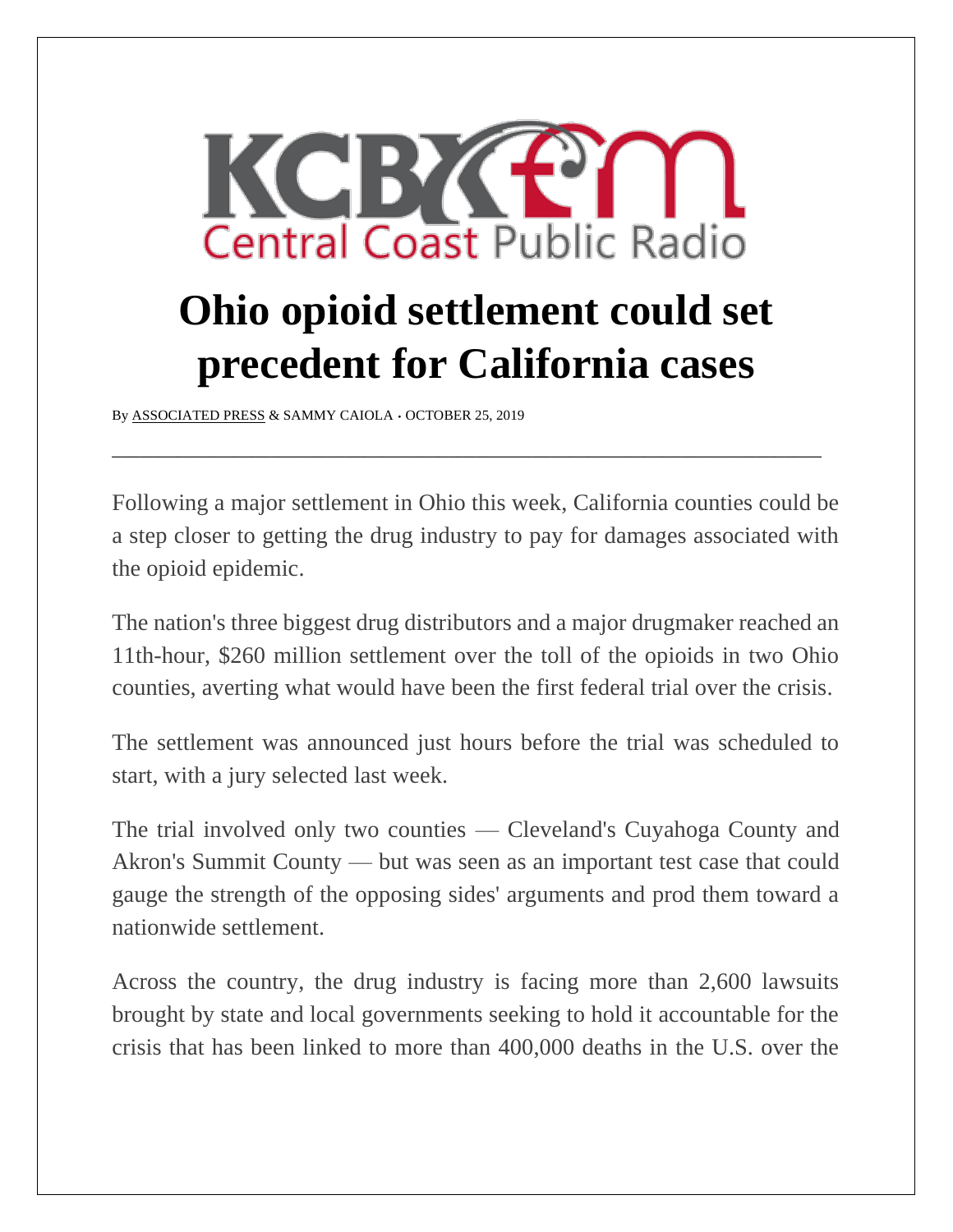KCBX FM
Central Coast Public Radio

# Ohio opioid settlement could set precedent for California cases

By ASSOCIATED PRESS & SAMMY CAIOLA • OCTOBER 25, 2019

---

Following a major settlement in Ohio this week, California counties could be a step closer to getting the drug industry to pay for damages associated with the opioid epidemic.

The nation's three biggest drug distributors and a major drugmaker reached an 11th-hour, $260 million settlement over the toll of the opioids in two Ohio counties, averting what would have been the first federal trial over the crisis.

The settlement was announced just hours before the trial was scheduled to start, with a jury selected last week.

The trial involved only two counties — Cleveland's Cuyahoga County and Akron's Summit County — but was seen as an important test case that could gauge the strength of the opposing sides' arguments and prod them toward a nationwide settlement.

Across the country, the drug industry is facing more than 2,600 lawsuits brought by state and local governments seeking to hold it accountable for the crisis that has been linked to more than 400,000 deaths in the U.S. over the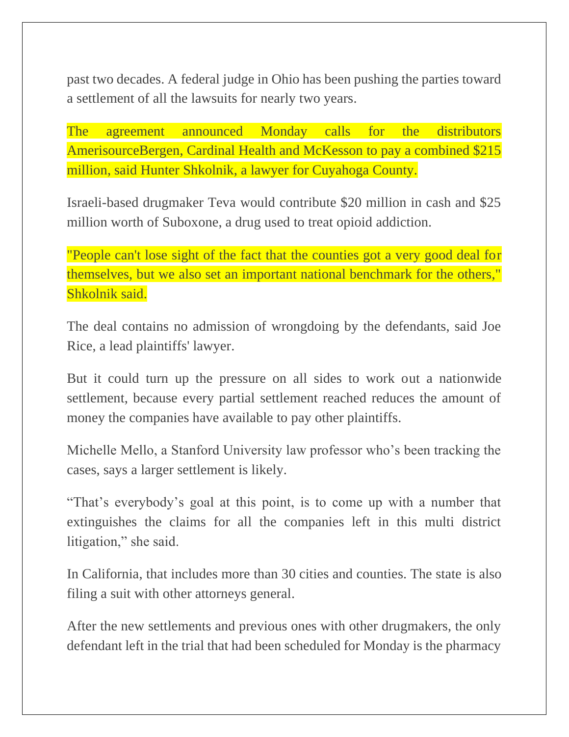past two decades. A federal judge in Ohio has been pushing the parties toward a settlement of all the lawsuits for nearly two years.

The agreement announced Monday calls for the distributors AmerisourceBergen, Cardinal Health and McKesson to pay a combined $215 million, said Hunter Shkolnik, a lawyer for Cuyahoga County.

Israeli-based drugmaker Teva would contribute $20 million in cash and $25 million worth of Suboxone, a drug used to treat opioid addiction.

"People can't lose sight of the fact that the counties got a very good deal for themselves, but we also set an important national benchmark for the others," Shkolnik said.

The deal contains no admission of wrongdoing by the defendants, said Joe Rice, a lead plaintiffs' lawyer.

But it could turn up the pressure on all sides to work out a nationwide settlement, because every partial settlement reached reduces the amount of money the companies have available to pay other plaintiffs.

Michelle Mello, a Stanford University law professor who's been tracking the cases, says a larger settlement is likely.

"That's everybody's goal at this point, is to come up with a number that extinguishes the claims for all the companies left in this multi district litigation," she said.

In California, that includes more than 30 cities and counties. The state is also filing a suit with other attorneys general.

After the new settlements and previous ones with other drugmakers, the only defendant left in the trial that had been scheduled for Monday is the pharmacy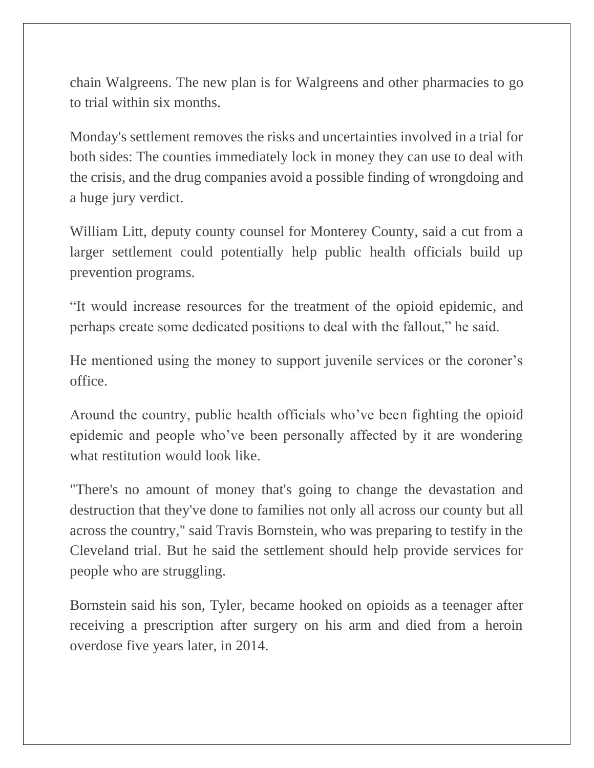chain Walgreens. The new plan is for Walgreens and other pharmacies to go to trial within six months.

Monday's settlement removes the risks and uncertainties involved in a trial for both sides: The counties immediately lock in money they can use to deal with the crisis, and the drug companies avoid a possible finding of wrongdoing and a huge jury verdict.

William Litt, deputy county counsel for Monterey County, said a cut from a larger settlement could potentially help public health officials build up prevention programs.

“It would increase resources for the treatment of the opioid epidemic, and perhaps create some dedicated positions to deal with the fallout,” he said.

He mentioned using the money to support juvenile services or the coroner’s office.

Around the country, public health officials who’ve been fighting the opioid epidemic and people who’ve been personally affected by it are wondering what restitution would look like.

"There's no amount of money that's going to change the devastation and destruction that they've done to families not only all across our county but all across the country," said Travis Bornstein, who was preparing to testify in the Cleveland trial. But he said the settlement should help provide services for people who are struggling.

Bornstein said his son, Tyler, became hooked on opioids as a teenager after receiving a prescription after surgery on his arm and died from a heroin overdose five years later, in 2014.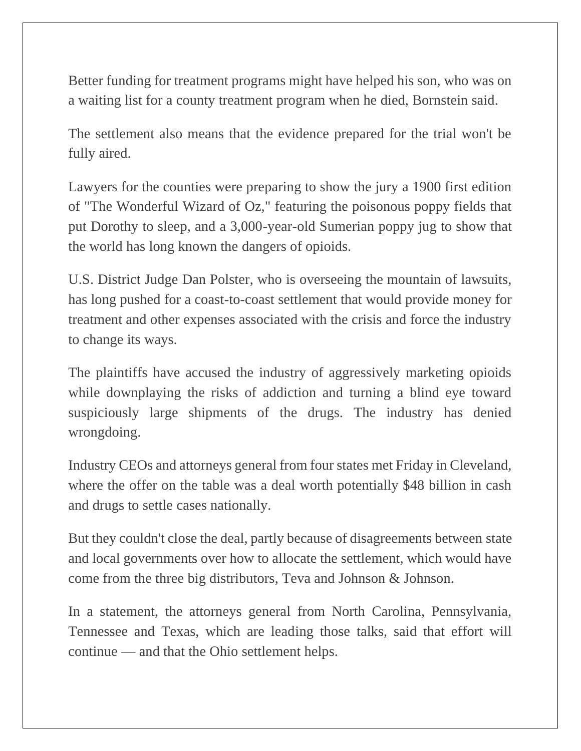Better funding for treatment programs might have helped his son, who was on a waiting list for a county treatment program when he died, Bornstein said.

The settlement also means that the evidence prepared for the trial won't be fully aired.

Lawyers for the counties were preparing to show the jury a 1900 first edition of "The Wonderful Wizard of Oz," featuring the poisonous poppy fields that put Dorothy to sleep, and a 3,000-year-old Sumerian poppy jug to show that the world has long known the dangers of opioids.

U.S. District Judge Dan Polster, who is overseeing the mountain of lawsuits, has long pushed for a coast-to-coast settlement that would provide money for treatment and other expenses associated with the crisis and force the industry to change its ways.

The plaintiffs have accused the industry of aggressively marketing opioids while downplaying the risks of addiction and turning a blind eye toward suspiciously large shipments of the drugs. The industry has denied wrongdoing.

Industry CEOs and attorneys general from four states met Friday in Cleveland, where the offer on the table was a deal worth potentially $48 billion in cash and drugs to settle cases nationally.

But they couldn't close the deal, partly because of disagreements between state and local governments over how to allocate the settlement, which would have come from the three big distributors, Teva and Johnson & Johnson.

In a statement, the attorneys general from North Carolina, Pennsylvania, Tennessee and Texas, which are leading those talks, said that effort will continue — and that the Ohio settlement helps.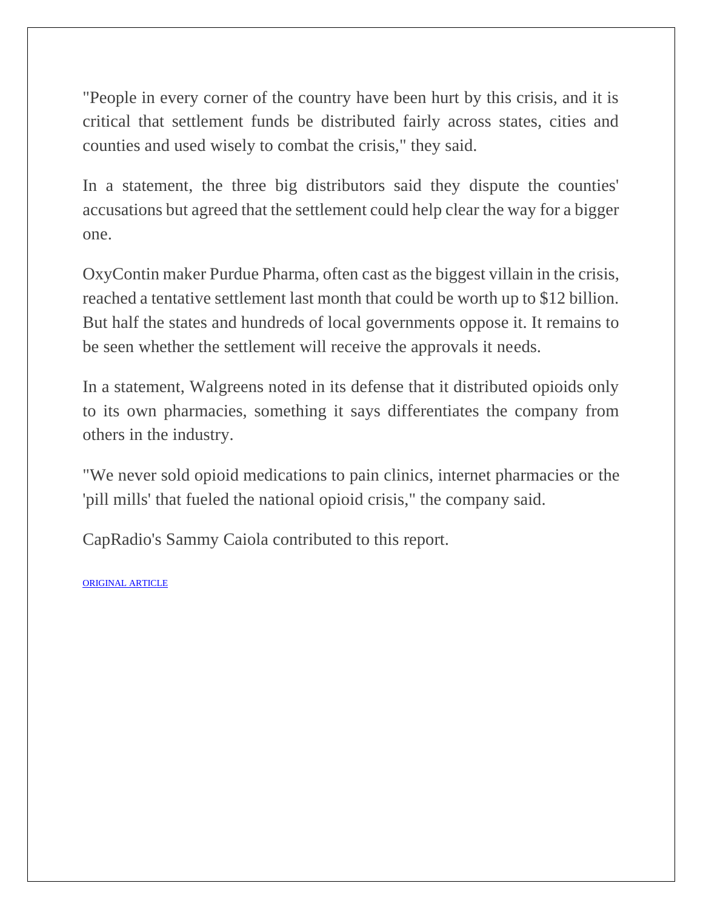"People in every corner of the country have been hurt by this crisis, and it is critical that settlement funds be distributed fairly across states, cities and counties and used wisely to combat the crisis," they said.

In a statement, the three big distributors said they dispute the counties' accusations but agreed that the settlement could help clear the way for a bigger one.

OxyContin maker Purdue Pharma, often cast as the biggest villain in the crisis, reached a tentative settlement last month that could be worth up to $12 billion. But half the states and hundreds of local governments oppose it. It remains to be seen whether the settlement will receive the approvals it needs.

In a statement, Walgreens noted in its defense that it distributed opioids only to its own pharmacies, something it says differentiates the company from others in the industry.

"We never sold opioid medications to pain clinics, internet pharmacies or the 'pill mills' that fueled the national opioid crisis," the company said.

CapRadio's Sammy Caiola contributed to this report.

ORIGINAL ARTICLE